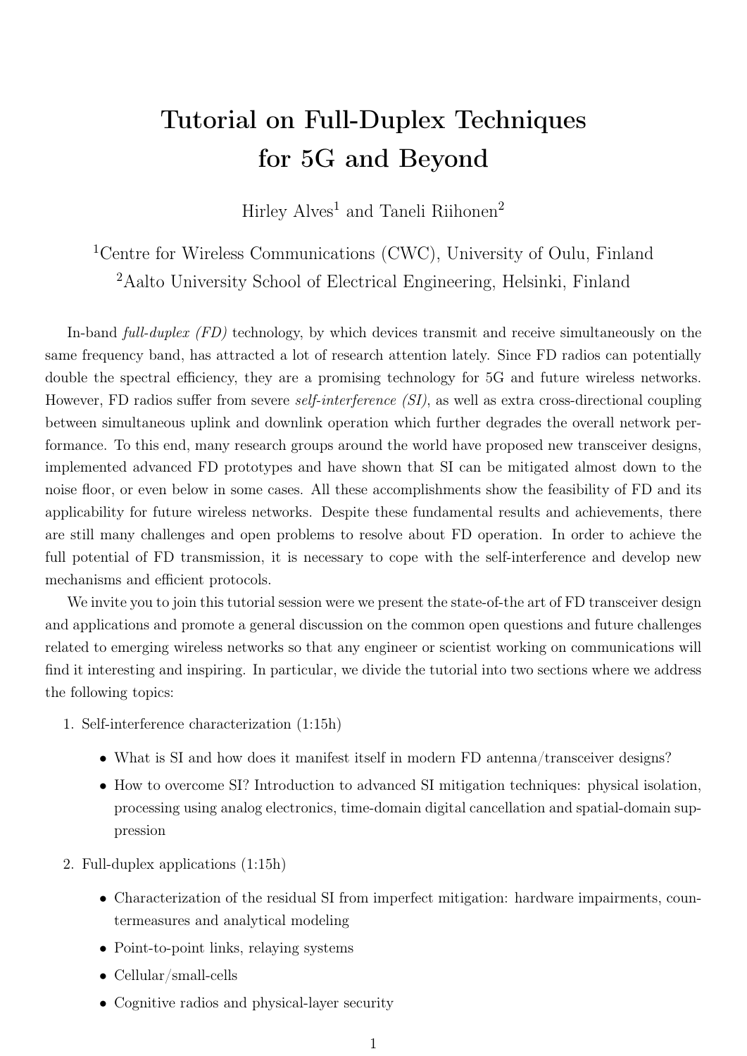# Tutorial on Full-Duplex Techniques for 5G and Beyond

Hirley Alves[1] and Taneli Riihonen[2]

[1]Centre for Wireless Communications (CWC), University of Oulu, Finland
[2]Aalto University School of Electrical Engineering, Helsinki, Finland

In-band *full-duplex (FD)* technology, by which devices transmit and receive simultaneously on the same frequency band, has attracted a lot of research attention lately. Since FD radios can potentially double the spectral efficiency, they are a promising technology for 5G and future wireless networks. However, FD radios suffer from severe *self-interference (SI)*, as well as extra cross-directional coupling between simultaneous uplink and downlink operation which further degrades the overall network performance. To this end, many research groups around the world have proposed new transceiver designs, implemented advanced FD prototypes and have shown that SI can be mitigated almost down to the noise floor, or even below in some cases. All these accomplishments show the feasibility of FD and its applicability for future wireless networks. Despite these fundamental results and achievements, there are still many challenges and open problems to resolve about FD operation. In order to achieve the full potential of FD transmission, it is necessary to cope with the self-interference and develop new mechanisms and efficient protocols.

We invite you to join this tutorial session were we present the state-of-the art of FD transceiver design and applications and promote a general discussion on the common open questions and future challenges related to emerging wireless networks so that any engineer or scientist working on communications will find it interesting and inspiring. In particular, we divide the tutorial into two sections where we address the following topics:

1. Self-interference characterization (1:15h)
   - What is SI and how does it manifest itself in modern FD antenna/transceiver designs?
   - How to overcome SI? Introduction to advanced SI mitigation techniques: physical isolation, processing using analog electronics, time-domain digital cancellation and spatial-domain suppression
2. Full-duplex applications (1:15h)
   - Characterization of the residual SI from imperfect mitigation: hardware impairments, countermeasures and analytical modeling
   - Point-to-point links, relaying systems
   - Cellular/small-cells
   - Cognitive radios and physical-layer security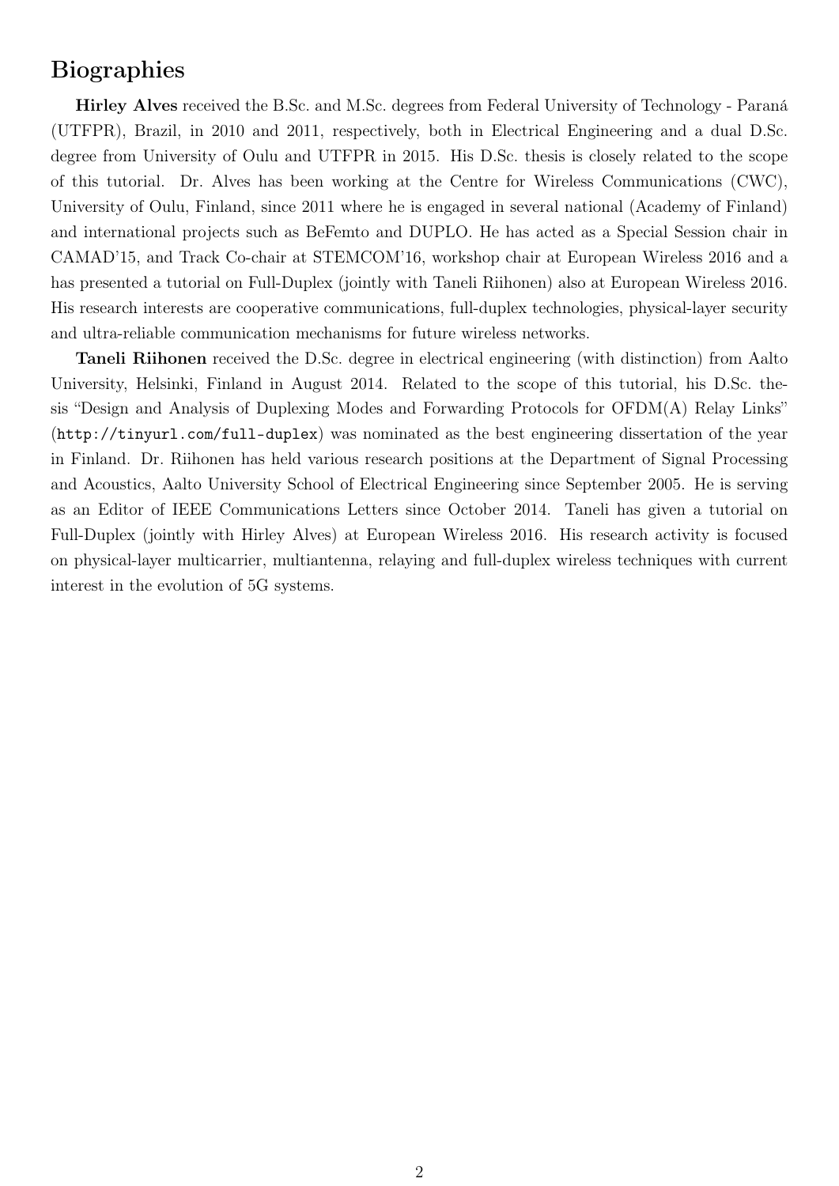## Biographies

**Hirley Alves** received the B.Sc. and M.Sc. degrees from Federal University of Technology - Paraná (UTFPR), Brazil, in 2010 and 2011, respectively, both in Electrical Engineering and a dual D.Sc. degree from University of Oulu and UTFPR in 2015. His D.Sc. thesis is closely related to the scope of this tutorial. Dr. Alves has been working at the Centre for Wireless Communications (CWC), University of Oulu, Finland, since 2011 where he is engaged in several national (Academy of Finland) and international projects such as BeFemto and DUPLO. He has acted as a Special Session chair in CAMAD'15, and Track Co-chair at STEMCOM'16, workshop chair at European Wireless 2016 and a has presented a tutorial on Full-Duplex (jointly with Taneli Riihonen) also at European Wireless 2016. His research interests are cooperative communications, full-duplex technologies, physical-layer security and ultra-reliable communication mechanisms for future wireless networks.

**Taneli Riihonen** received the D.Sc. degree in electrical engineering (with distinction) from Aalto University, Helsinki, Finland in August 2014. Related to the scope of this tutorial, his D.Sc. thesis "Design and Analysis of Duplexing Modes and Forwarding Protocols for OFDM(A) Relay Links" (`http://tinyurl.com/full-duplex`) was nominated as the best engineering dissertation of the year in Finland. Dr. Riihonen has held various research positions at the Department of Signal Processing and Acoustics, Aalto University School of Electrical Engineering since September 2005. He is serving as an Editor of IEEE Communications Letters since October 2014. Taneli has given a tutorial on Full-Duplex (jointly with Hirley Alves) at European Wireless 2016. His research activity is focused on physical-layer multicarrier, multiantenna, relaying and full-duplex wireless techniques with current interest in the evolution of 5G systems.